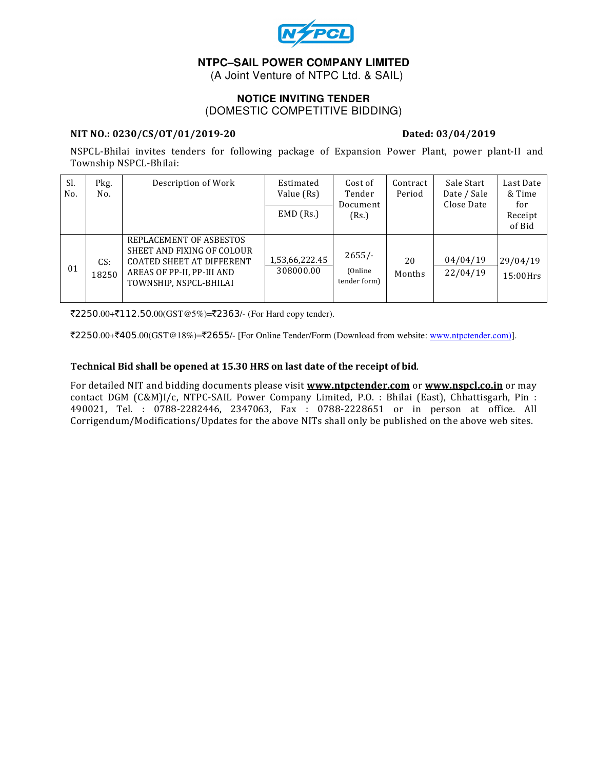# NTPC–SAIL POWER COMPANY LIMITED

(A Joint Venture of NTPC Ltd. & SAIL)

## NOTICE INVITING TENDER

(DOMESTIC COMPETITIVE BIDDING)

**NIT NO.: 0230/CS/OT/01/2019-20** **Dated: 03/04/2019**

NSPCL-Bhilai invites tenders for following package of Expansion Power Plant, power plant-II and Township NSPCL-Bhilai:

| Sl. No. | Pkg. No. | Description of Work | Estimated Value (Rs) / EMD (Rs.) | Cost of Tender Document (Rs.) | Contract Period | Sale Start Date / Sale Close Date | Last Date & Time for Receipt of Bid |
|---|---|---|---|---|---|---|---|
| 01 | CS: 18250 | REPLACEMENT OF ASBESTOS SHEET AND FIXING OF COLOUR COATED SHEET AT DIFFERENT AREAS OF PP-II, PP-III AND TOWNSHIP, NSPCL-BHILAI | 1,53,66,222.45 / 308000.00 | 2655/- (Online tender form) | 20 Months | 04/04/19 / 22/04/19 | 29/04/19 15:00Hrs |

₹2250.00+₹112.50.00(GST@5%)=₹2363/- (For Hard copy tender).

₹2250.00+₹405.00(GST@18%)=₹2655/- [For Online Tender/Form (Download from website: www.ntpctender.com)].

**Technical Bid shall be opened at 15.30 HRS on last date of the receipt of bid**.

For detailed NIT and bidding documents please visit **www.ntpctender.com** or **www.nspcl.co.in** or may contact DGM (C&M)I/c, NTPC-SAIL Power Company Limited, P.O. : Bhilai (East), Chhattisgarh, Pin : 490021, Tel. : 0788-2282446, 2347063, Fax : 0788-2228651 or in person at office. All Corrigendum/Modifications/Updates for the above NITs shall only be published on the above web sites.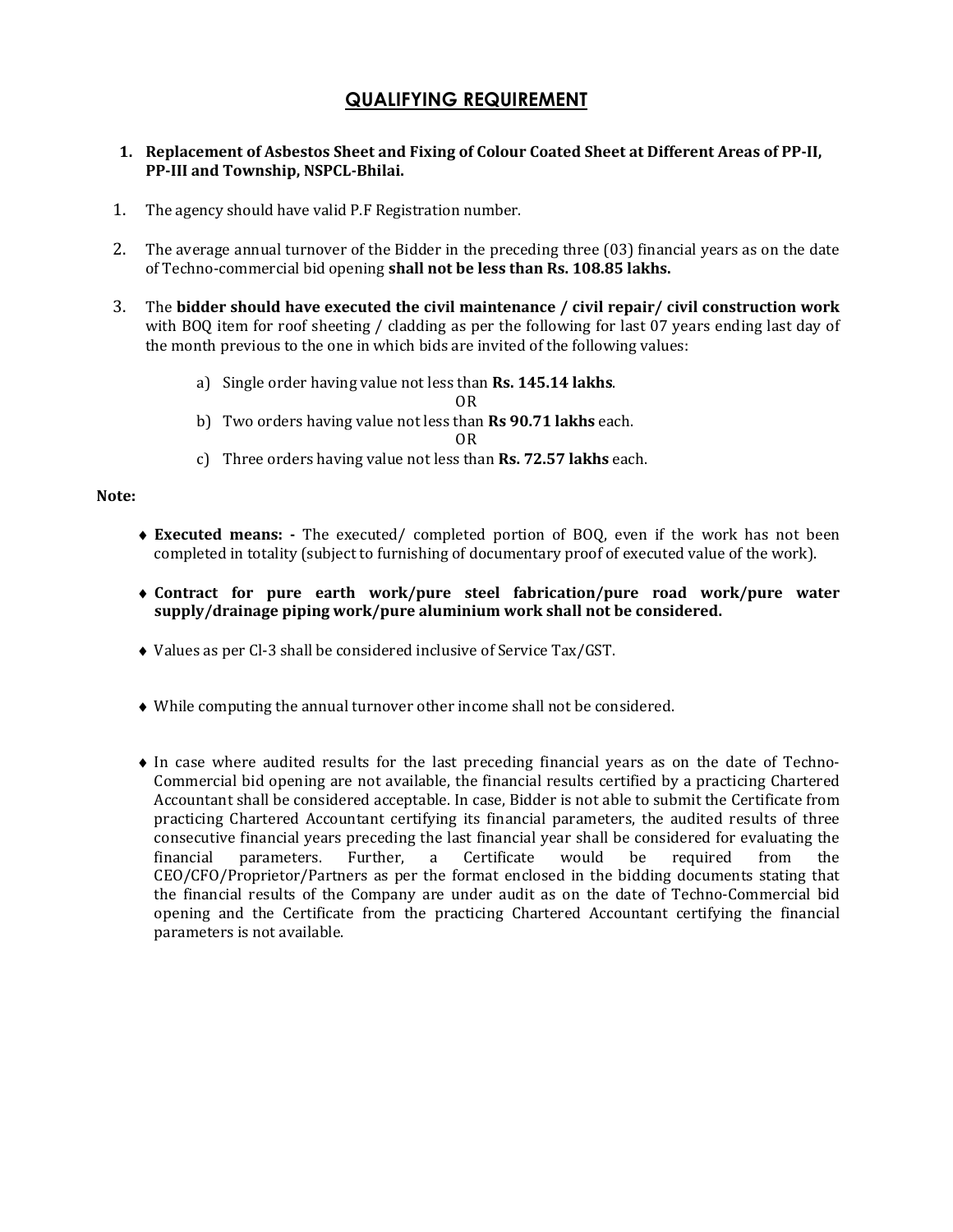# QUALIFYING REQUIREMENT

1. **Replacement of Asbestos Sheet and Fixing of Colour Coated Sheet at Different Areas of PP-II, PP-III and Township, NSPCL-Bhilai.**

1. The agency should have valid P.F Registration number.

2. The average annual turnover of the Bidder in the preceding three (03) financial years as on the date of Techno-commercial bid opening **shall not be less than Rs. 108.85 lakhs.**

3. The **bidder should have executed the civil maintenance / civil repair/ civil construction work** with BOQ item for roof sheeting / cladding as per the following for last 07 years ending last day of the month previous to the one in which bids are invited of the following values:

   a) Single order having value not less than **Rs. 145.14 lakhs**.

   OR

   b) Two orders having value not less than **Rs 90.71 lakhs** each.

   OR

   c) Three orders having value not less than **Rs. 72.57 lakhs** each.

**Note:**

- **Executed means: -** The executed/ completed portion of BOQ, even if the work has not been completed in totality (subject to furnishing of documentary proof of executed value of the work).

- **Contract for pure earth work/pure steel fabrication/pure road work/pure water supply/drainage piping work/pure aluminium work shall not be considered.**

- Values as per Cl-3 shall be considered inclusive of Service Tax/GST.

- While computing the annual turnover other income shall not be considered.

- In case where audited results for the last preceding financial years as on the date of Techno-Commercial bid opening are not available, the financial results certified by a practicing Chartered Accountant shall be considered acceptable. In case, Bidder is not able to submit the Certificate from practicing Chartered Accountant certifying its financial parameters, the audited results of three consecutive financial years preceding the last financial year shall be considered for evaluating the financial parameters. Further, a Certificate would be required from the CEO/CFO/Proprietor/Partners as per the format enclosed in the bidding documents stating that the financial results of the Company are under audit as on the date of Techno-Commercial bid opening and the Certificate from the practicing Chartered Accountant certifying the financial parameters is not available.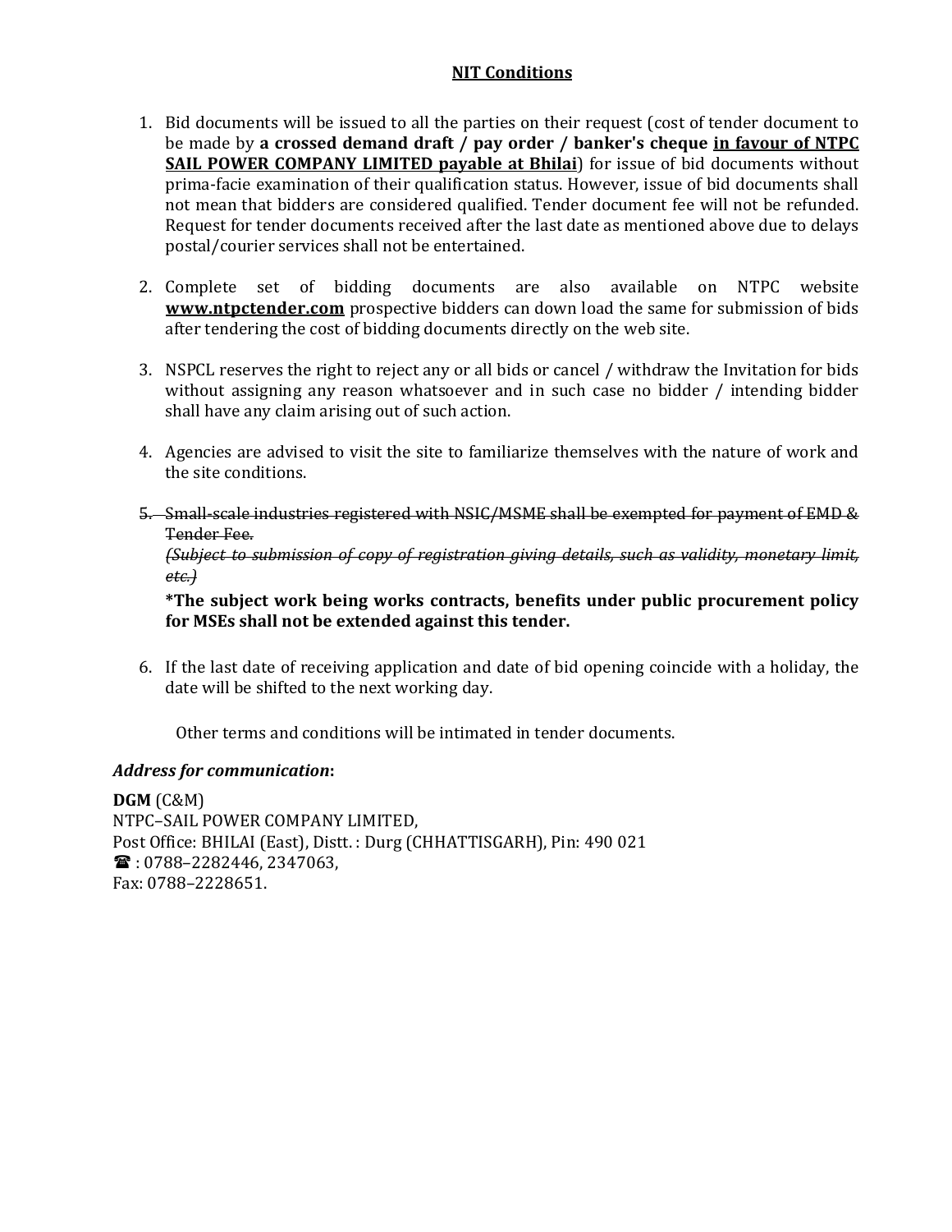## NIT Conditions

1. Bid documents will be issued to all the parties on their request (cost of tender document to be made by **a crossed demand draft / pay order / banker's cheque** **<u>in favour of NTPC SAIL POWER COMPANY LIMITED payable at Bhilai</u>**) for issue of bid documents without prima-facie examination of their qualification status. However, issue of bid documents shall not mean that bidders are considered qualified. Tender document fee will not be refunded. Request for tender documents received after the last date as mentioned above due to delays postal/courier services shall not be entertained.

2. Complete set of bidding documents are also available on NTPC website **<u>www.ntpctender.com</u>** prospective bidders can down load the same for submission of bids after tendering the cost of bidding documents directly on the web site.

3. NSPCL reserves the right to reject any or all bids or cancel / withdraw the Invitation for bids without assigning any reason whatsoever and in such case no bidder / intending bidder shall have any claim arising out of such action.

4. Agencies are advised to visit the site to familiarize themselves with the nature of work and the site conditions.

5. ~~Small-scale industries registered with NSIC/MSME shall be exempted for payment of EMD & Tender Fee.~~
   ~~*(Subject to submission of copy of registration giving details, such as validity, monetary limit, etc.)*~~

   **\*The subject work being works contracts, benefits under public procurement policy for MSEs shall not be extended against this tender.**

6. If the last date of receiving application and date of bid opening coincide with a holiday, the date will be shifted to the next working day.

Other terms and conditions will be intimated in tender documents.

***Address for communication*:**

**DGM** (C&M)
NTPC–SAIL POWER COMPANY LIMITED,
Post Office: BHILAI (East), Distt. : Durg (CHHATTISGARH), Pin: 490 021
☎ : 0788–2282446, 2347063,
Fax: 0788–2228651.